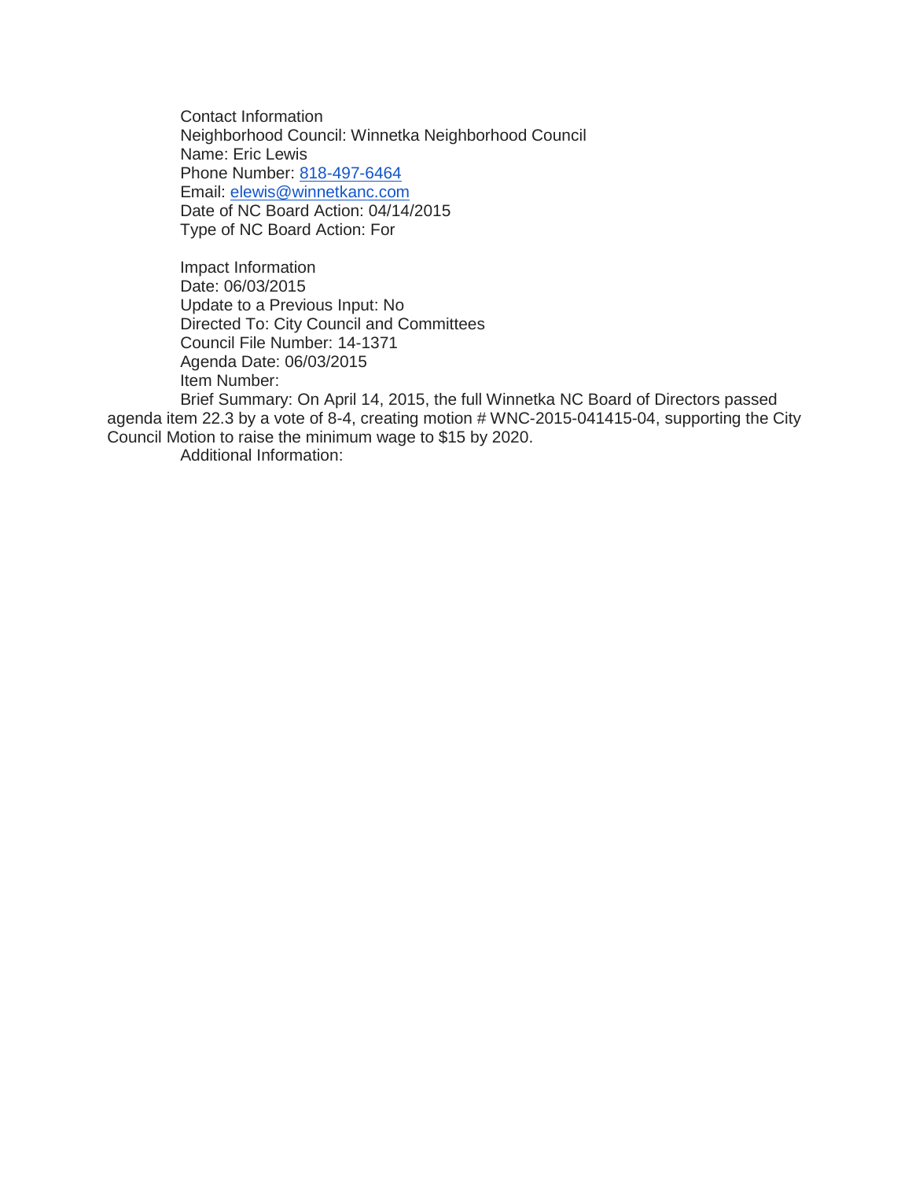Contact Information
Neighborhood Council: Winnetka Neighborhood Council
Name: Eric Lewis
Phone Number: 818-497-6464
Email: elewis@winnetkanc.com
Date of NC Board Action: 04/14/2015
Type of NC Board Action: For

Impact Information
Date: 06/03/2015
Update to a Previous Input: No
Directed To: City Council and Committees
Council File Number: 14-1371
Agenda Date: 06/03/2015
Item Number:
Brief Summary: On April 14, 2015, the full Winnetka NC Board of Directors passed agenda item 22.3 by a vote of 8-4, creating motion # WNC-2015-041415-04, supporting the City Council Motion to raise the minimum wage to $15 by 2020.
Additional Information: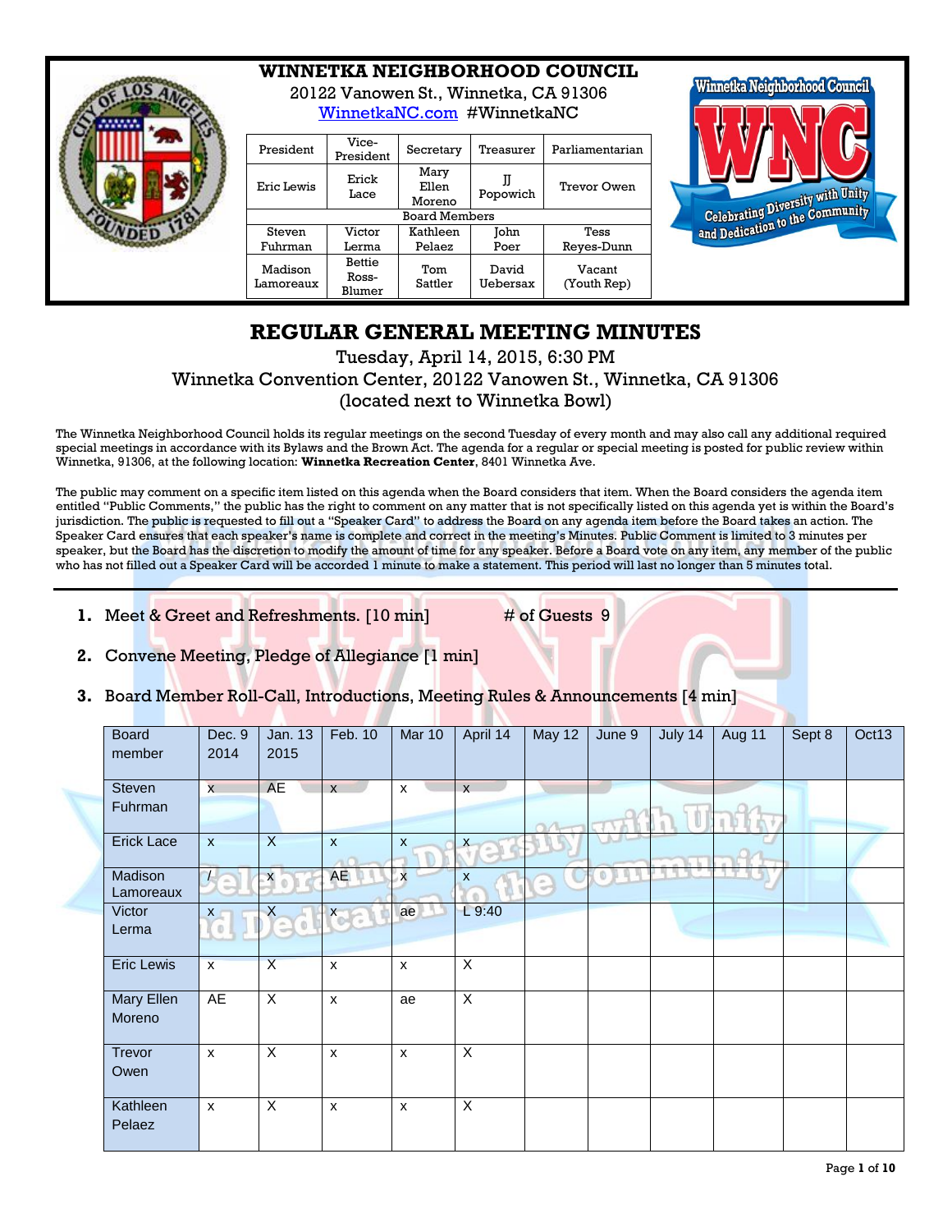# WINNETKA NEIGHBORHOOD COUNCIL

20122 Vanowen St., Winnetka, CA 91306
WinnetkaNC.com #WinnetkaNC

| President | Vice-President | Secretary | Treasurer | Parliamentarian |
|---|---|---|---|---|
| Eric Lewis | Erick Lace | Mary Ellen Moreno | JJ Popowich | Trevor Owen |
| Board Members | | | | |
| Steven Fuhrman | Victor Lerma | Kathleen Pelaez | John Poer | Tess Reyes-Dunn |
| Madison Lamoreaux | Bettie Ross-Blumer | Tom Sattler | David Uebersax | Vacant (Youth Rep) |

## REGULAR GENERAL MEETING MINUTES

Tuesday, April 14, 2015, 6:30 PM
Winnetka Convention Center, 20122 Vanowen St., Winnetka, CA 91306
(located next to Winnetka Bowl)

The Winnetka Neighborhood Council holds its regular meetings on the second Tuesday of every month and may also call any additional required special meetings in accordance with its Bylaws and the Brown Act. The agenda for a regular or special meeting is posted for public review within Winnetka, 91306, at the following location: **Winnetka Recreation Center**, 8401 Winnetka Ave.

The public may comment on a specific item listed on this agenda when the Board considers that item. When the Board considers the agenda item entitled "Public Comments," the public has the right to comment on any matter that is not specifically listed on this agenda yet is within the Board's jurisdiction. The public is requested to fill out a "Speaker Card" to address the Board on any agenda item before the Board takes an action. The Speaker Card ensures that each speaker's name is complete and correct in the meeting's Minutes. Public Comment is limited to 3 minutes per speaker, but the Board has the discretion to modify the amount of time for any speaker. Before a Board vote on any item, any member of the public who has not filled out a Speaker Card will be accorded 1 minute to make a statement. This period will last no longer than 5 minutes total.

1. Meet & Greet and Refreshments. [10 min] # of Guests 9
2. Convene Meeting, Pledge of Allegiance [1 min]
3. Board Member Roll-Call, Introductions, Meeting Rules & Announcements [4 min]

| Board member | Dec. 9 2014 | Jan. 13 2015 | Feb. 10 | Mar 10 | April 14 | May 12 | June 9 | July 14 | Aug 11 | Sept 8 | Oct13 |
|---|---|---|---|---|---|---|---|---|---|---|---|
| Steven Fuhrman | x | AE | x | x | x | | | | | | |
| Erick Lace | x | X | x | x | x | | | | | | |
| Madison Lamoreaux | / | x | AE | x | x | | | | | | |
| Victor Lerma | x | X | x | ae | L 9:40 | | | | | | |
| Eric Lewis | x | X | x | x | X | | | | | | |
| Mary Ellen Moreno | AE | X | x | ae | X | | | | | | |
| Trevor Owen | x | X | x | x | X | | | | | | |
| Kathleen Pelaez | x | X | x | x | X | | | | | | |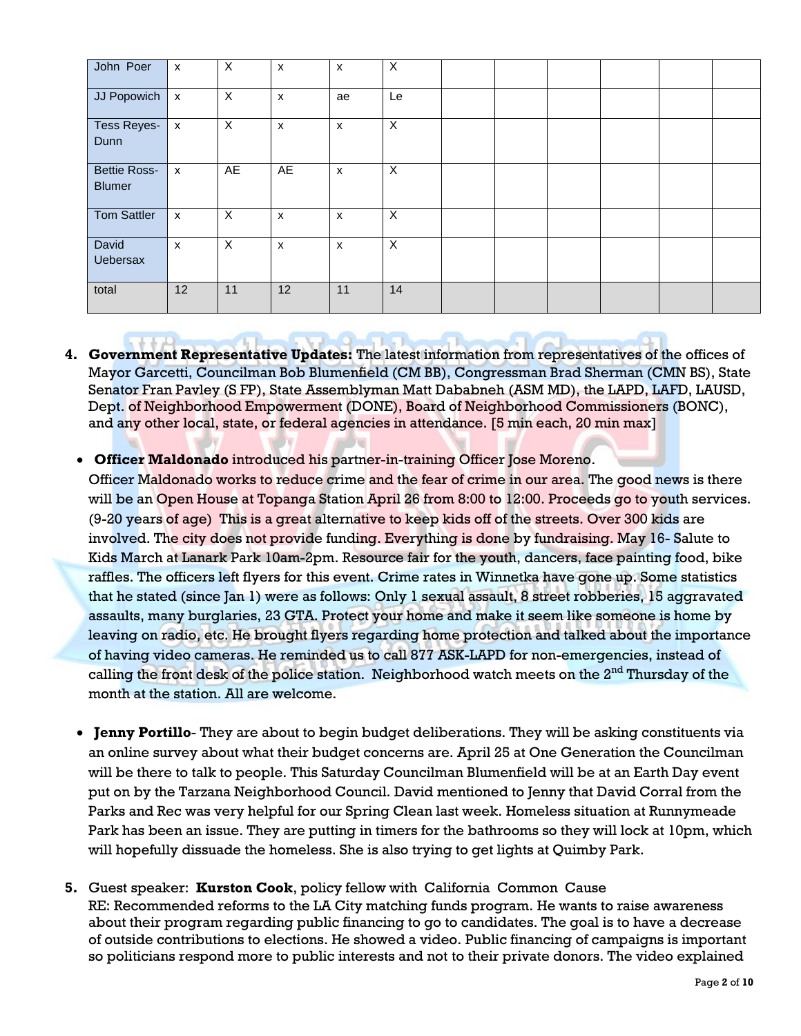| John Poer | x | X | x | x | X | | | | | | |
|---|---|---|---|---|---|---|---|---|---|---|---|
| JJ Popowich | x | X | x | ae | Le | | | | | | |
| Tess Reyes-Dunn | x | X | x | x | X | | | | | | |
| Bettie Ross-Blumer | x | AE | AE | x | X | | | | | | |
| Tom Sattler | x | X | x | x | X | | | | | | |
| David Uebersax | x | X | x | x | X | | | | | | |
| total | 12 | 11 | 12 | 11 | 14 | | | | | | |

4. **Government Representative Updates:** The latest information from representatives of the offices of Mayor Garcetti, Councilman Bob Blumenfield (CM BB), Congressman Brad Sherman (CMN BS), State Senator Fran Pavley (S FP), State Assemblyman Matt Dababneh (ASM MD), the LAPD, LAFD, LAUSD, Dept. of Neighborhood Empowerment (DONE), Board of Neighborhood Commissioners (BONC), and any other local, state, or federal agencies in attendance. [5 min each, 20 min max]

   - **Officer Maldonado** introduced his partner-in-training Officer Jose Moreno.
   
   Officer Maldonado works to reduce crime and the fear of crime in our area. The good news is there will be an Open House at Topanga Station April 26 from 8:00 to 12:00. Proceeds go to youth services. (9-20 years of age) This is a great alternative to keep kids off of the streets. Over 300 kids are involved. The city does not provide funding. Everything is done by fundraising. May 16- Salute to Kids March at Lanark Park 10am-2pm. Resource fair for the youth, dancers, face painting food, bike raffles. The officers left flyers for this event. Crime rates in Winnetka have gone up. Some statistics that he stated (since Jan 1) were as follows: Only 1 sexual assault, 8 street robberies, 15 aggravated assaults, many burglaries, 23 GTA. Protect your home and make it seem like someone is home by leaving on radio, etc. He brought flyers regarding home protection and talked about the importance of having video cameras. He reminded us to call 877 ASK-LAPD for non-emergencies, instead of calling the front desk of the police station. Neighborhood watch meets on the 2nd Thursday of the month at the station. All are welcome.

   - **Jenny Portillo**- They are about to begin budget deliberations. They will be asking constituents via an online survey about what their budget concerns are. April 25 at One Generation the Councilman will be there to talk to people. This Saturday Councilman Blumenfield will be at an Earth Day event put on by the Tarzana Neighborhood Council. David mentioned to Jenny that David Corral from the Parks and Rec was very helpful for our Spring Clean last week. Homeless situation at Runnymeade Park has been an issue. They are putting in timers for the bathrooms so they will lock at 10pm, which will hopefully dissuade the homeless. She is also trying to get lights at Quimby Park.

5. Guest speaker: **Kurston Cook**, policy fellow with California Common Cause
   RE: Recommended reforms to the LA City matching funds program. He wants to raise awareness about their program regarding public financing to go to candidates. The goal is to have a decrease of outside contributions to elections. He showed a video. Public financing of campaigns is important so politicians respond more to public interests and not to their private donors. The video explained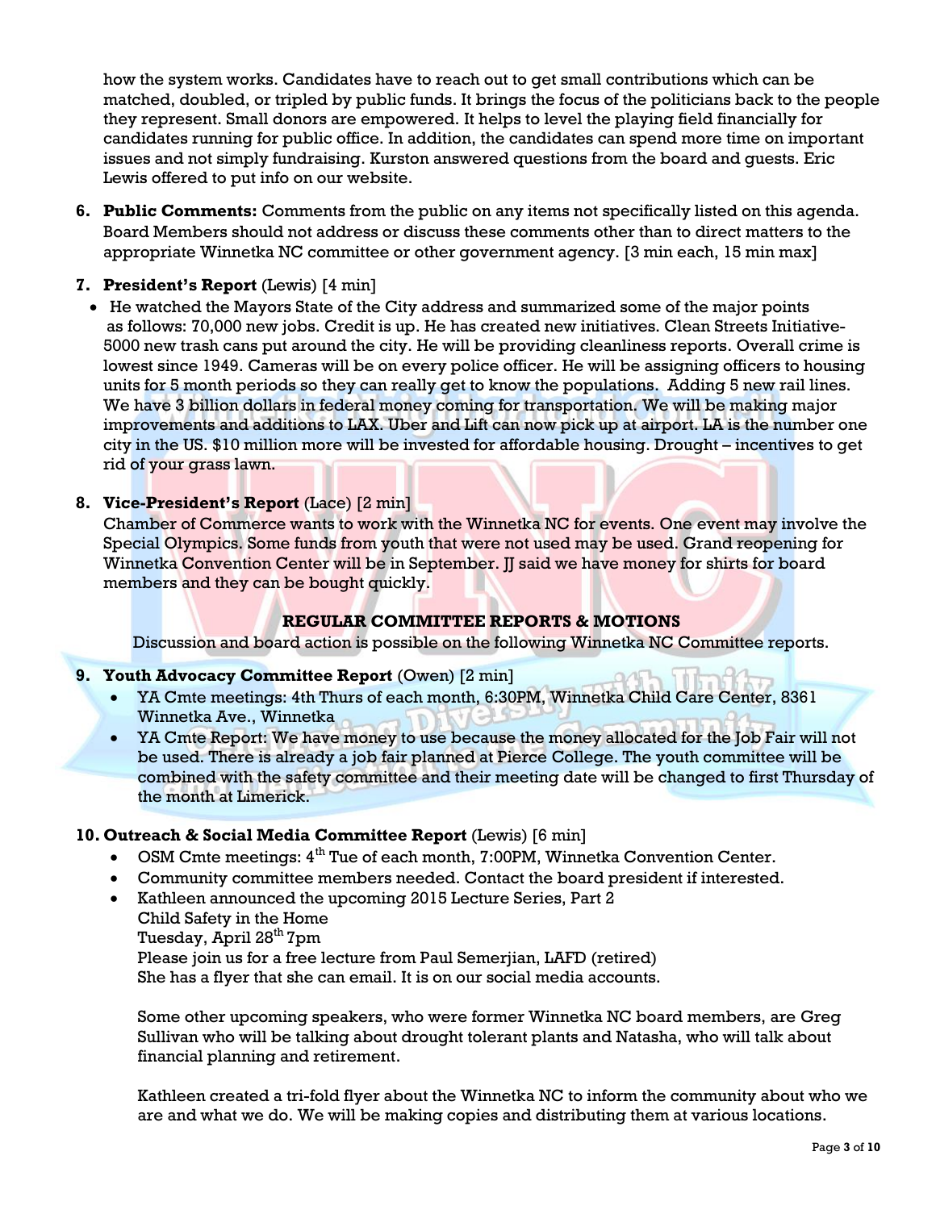how the system works. Candidates have to reach out to get small contributions which can be matched, doubled, or tripled by public funds. It brings the focus of the politicians back to the people they represent. Small donors are empowered. It helps to level the playing field financially for candidates running for public office. In addition, the candidates can spend more time on important issues and not simply fundraising. Kurston answered questions from the board and guests. Eric Lewis offered to put info on our website.

6. **Public Comments:** Comments from the public on any items not specifically listed on this agenda. Board Members should not address or discuss these comments other than to direct matters to the appropriate Winnetka NC committee or other government agency. [3 min each, 15 min max]

7. **President's Report** (Lewis) [4 min]
   - He watched the Mayors State of the City address and summarized some of the major points as follows: 70,000 new jobs. Credit is up. He has created new initiatives. Clean Streets Initiative- 5000 new trash cans put around the city. He will be providing cleanliness reports. Overall crime is lowest since 1949. Cameras will be on every police officer. He will be assigning officers to housing units for 5 month periods so they can really get to know the populations. Adding 5 new rail lines. We have 3 billion dollars in federal money coming for transportation. We will be making major improvements and additions to LAX. Uber and Lift can now pick up at airport. LA is the number one city in the US. $10 million more will be invested for affordable housing. Drought – incentives to get rid of your grass lawn.

8. **Vice-President's Report** (Lace) [2 min]
   Chamber of Commerce wants to work with the Winnetka NC for events. One event may involve the Special Olympics. Some funds from youth that were not used may be used. Grand reopening for Winnetka Convention Center will be in September. JJ said we have money for shirts for board members and they can be bought quickly.

## REGULAR COMMITTEE REPORTS & MOTIONS

Discussion and board action is possible on the following Winnetka NC Committee reports.

9. **Youth Advocacy Committee Report** (Owen) [2 min]
   - YA Cmte meetings: 4th Thurs of each month, 6:30PM, Winnetka Child Care Center, 8361 Winnetka Ave., Winnetka
   - YA Cmte Report: We have money to use because the money allocated for the Job Fair will not be used. There is already a job fair planned at Pierce College. The youth committee will be combined with the safety committee and their meeting date will be changed to first Thursday of the month at Limerick.

10. **Outreach & Social Media Committee Report** (Lewis) [6 min]
    - OSM Cmte meetings: 4th Tue of each month, 7:00PM, Winnetka Convention Center.
    - Community committee members needed. Contact the board president if interested.
    - Kathleen announced the upcoming 2015 Lecture Series, Part 2
      Child Safety in the Home
      Tuesday, April 28th 7pm
      Please join us for a free lecture from Paul Semerjian, LAFD (retired)
      She has a flyer that she can email. It is on our social media accounts.

      Some other upcoming speakers, who were former Winnetka NC board members, are Greg Sullivan who will be talking about drought tolerant plants and Natasha, who will talk about financial planning and retirement.

      Kathleen created a tri-fold flyer about the Winnetka NC to inform the community about who we are and what we do. We will be making copies and distributing them at various locations.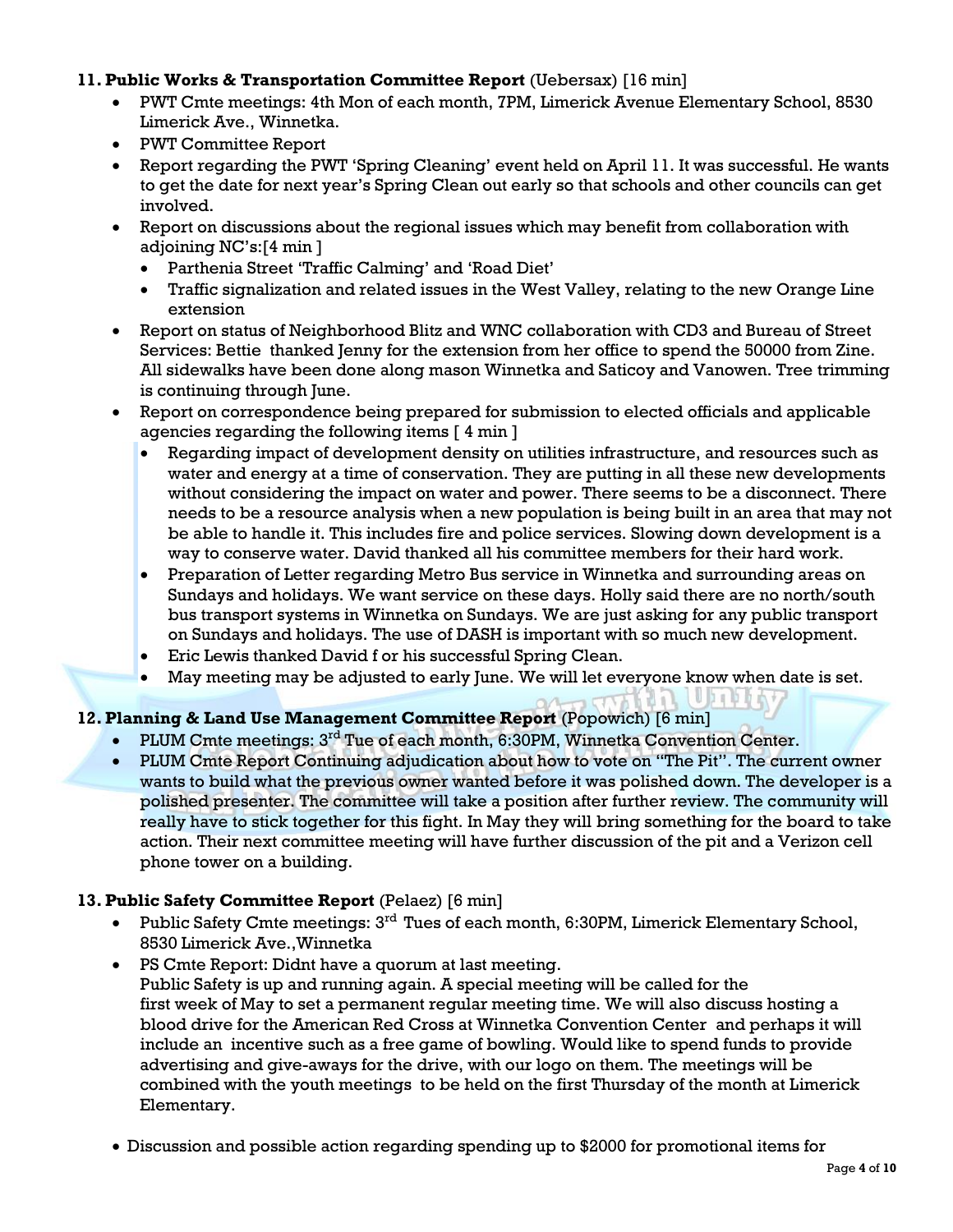**11. Public Works & Transportation Committee Report** (Uebersax) [16 min]

- PWT Cmte meetings: 4th Mon of each month, 7PM, Limerick Avenue Elementary School, 8530 Limerick Ave., Winnetka.
- PWT Committee Report
- Report regarding the PWT 'Spring Cleaning' event held on April 11. It was successful. He wants to get the date for next year's Spring Clean out early so that schools and other councils can get involved.
- Report on discussions about the regional issues which may benefit from collaboration with adjoining NC's:[4 min ]
  - Parthenia Street 'Traffic Calming' and 'Road Diet'
  - Traffic signalization and related issues in the West Valley, relating to the new Orange Line extension
- Report on status of Neighborhood Blitz and WNC collaboration with CD3 and Bureau of Street Services: Bettie thanked Jenny for the extension from her office to spend the 50000 from Zine. All sidewalks have been done along mason Winnetka and Saticoy and Vanowen. Tree trimming is continuing through June.
- Report on correspondence being prepared for submission to elected officials and applicable agencies regarding the following items [ 4 min ]
  - Regarding impact of development density on utilities infrastructure, and resources such as water and energy at a time of conservation. They are putting in all these new developments without considering the impact on water and power. There seems to be a disconnect. There needs to be a resource analysis when a new population is being built in an area that may not be able to handle it. This includes fire and police services. Slowing down development is a way to conserve water. David thanked all his committee members for their hard work.
  - Preparation of Letter regarding Metro Bus service in Winnetka and surrounding areas on Sundays and holidays. We want service on these days. Holly said there are no north/south bus transport systems in Winnetka on Sundays. We are just asking for any public transport on Sundays and holidays. The use of DASH is important with so much new development.
  - Eric Lewis thanked David f or his successful Spring Clean.
  - May meeting may be adjusted to early June. We will let everyone know when date is set.

**12. Planning & Land Use Management Committee Report** (Popowich) [6 min]

- PLUM Cmte meetings: 3rd Tue of each month, 6:30PM, Winnetka Convention Center.
- PLUM Cmte Report Continuing adjudication about how to vote on "The Pit". The current owner wants to build what the previous owner wanted before it was polished down. The developer is a polished presenter. The committee will take a position after further review. The community will really have to stick together for this fight. In May they will bring something for the board to take action. Their next committee meeting will have further discussion of the pit and a Verizon cell phone tower on a building.

**13. Public Safety Committee Report** (Pelaez) [6 min]

- Public Safety Cmte meetings: 3rd Tues of each month, 6:30PM, Limerick Elementary School, 8530 Limerick Ave.,Winnetka
- PS Cmte Report: Didnt have a quorum at last meeting.
  Public Safety is up and running again. A special meeting will be called for the first week of May to set a permanent regular meeting time. We will also discuss hosting a blood drive for the American Red Cross at Winnetka Convention Center and perhaps it will include an incentive such as a free game of bowling. Would like to spend funds to provide advertising and give-aways for the drive, with our logo on them. The meetings will be combined with the youth meetings to be held on the first Thursday of the month at Limerick Elementary.

- Discussion and possible action regarding spending up to $2000 for promotional items for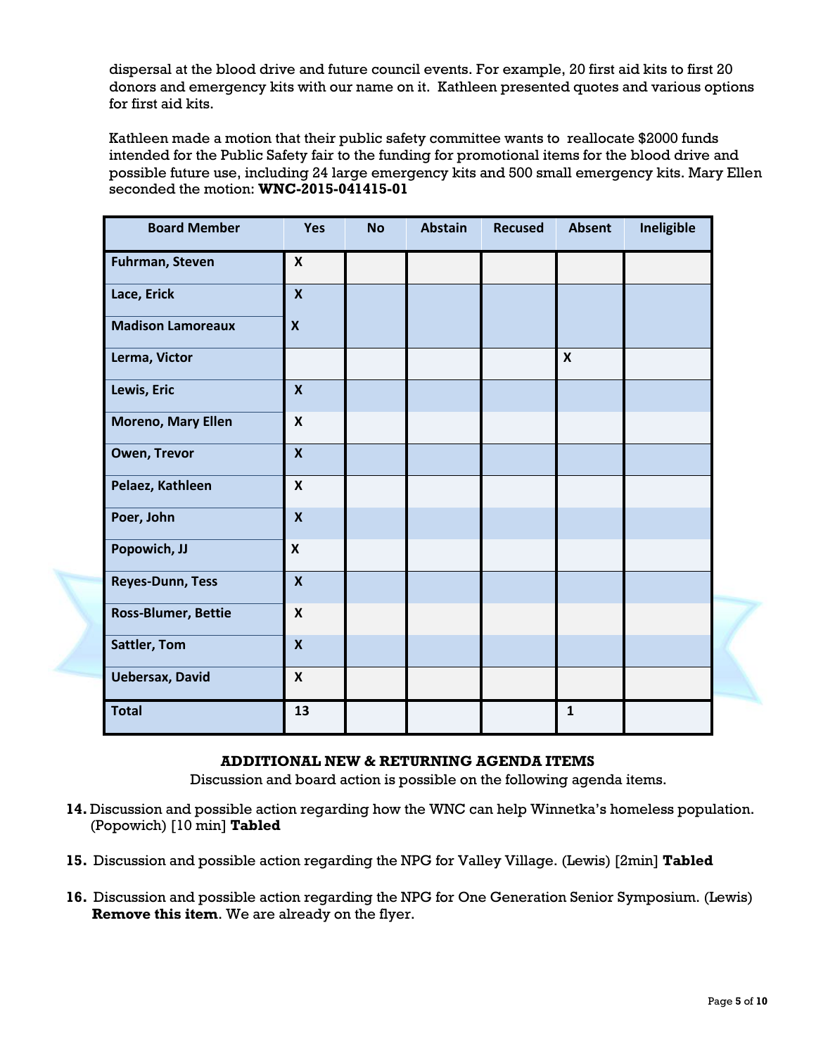dispersal at the blood drive and future council events. For example, 20 first aid kits to first 20 donors and emergency kits with our name on it. Kathleen presented quotes and various options for first aid kits.

Kathleen made a motion that their public safety committee wants to reallocate $2000 funds intended for the Public Safety fair to the funding for promotional items for the blood drive and possible future use, including 24 large emergency kits and 500 small emergency kits. Mary Ellen seconded the motion: **WNC-2015-041415-01**

| Board Member | Yes | No | Abstain | Recused | Absent | Ineligible |
|---|---|---|---|---|---|---|
| Fuhrman, Steven | X | | | | | |
| Lace, Erick | X | | | | | |
| Madison Lamoreaux | X | | | | | |
| Lerma, Victor | | | | | X | |
| Lewis, Eric | X | | | | | |
| Moreno, Mary Ellen | X | | | | | |
| Owen, Trevor | X | | | | | |
| Pelaez, Kathleen | X | | | | | |
| Poer, John | X | | | | | |
| Popowich, JJ | X | | | | | |
| Reyes-Dunn, Tess | X | | | | | |
| Ross-Blumer, Bettie | X | | | | | |
| Sattler, Tom | X | | | | | |
| Uebersax, David | X | | | | | |
| **Total** | 13 | | | | 1 | |

**ADDITIONAL NEW & RETURNING AGENDA ITEMS**

Discussion and board action is possible on the following agenda items.

14. Discussion and possible action regarding how the WNC can help Winnetka's homeless population. (Popowich) [10 min] **Tabled**

15. Discussion and possible action regarding the NPG for Valley Village. (Lewis) [2min] **Tabled**

16. Discussion and possible action regarding the NPG for One Generation Senior Symposium. (Lewis) **Remove this item**. We are already on the flyer.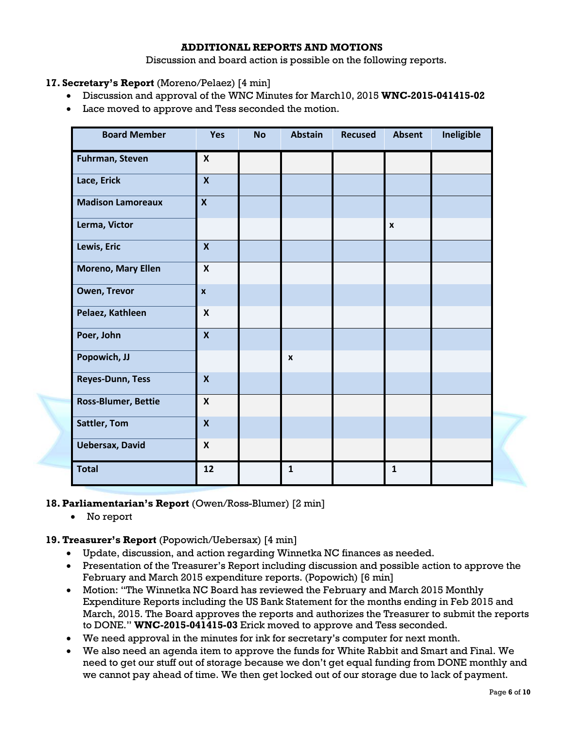**ADDITIONAL REPORTS AND MOTIONS**

Discussion and board action is possible on the following reports.

**17. Secretary's Report** (Moreno/Pelaez) [4 min]

- Discussion and approval of the WNC Minutes for March10, 2015 **WNC-2015-041415-02**
- Lace moved to approve and Tess seconded the motion.

| Board Member | Yes | No | Abstain | Recused | Absent | Ineligible |
|---|---|---|---|---|---|---|
| Fuhrman, Steven | X | | | | | |
| Lace, Erick | X | | | | | |
| Madison Lamoreaux | X | | | | | |
| Lerma, Victor | | | | | x | |
| Lewis, Eric | X | | | | | |
| Moreno, Mary Ellen | X | | | | | |
| Owen, Trevor | x | | | | | |
| Pelaez, Kathleen | X | | | | | |
| Poer, John | X | | | | | |
| Popowich, JJ | | | x | | | |
| Reyes-Dunn, Tess | X | | | | | |
| Ross-Blumer, Bettie | X | | | | | |
| Sattler, Tom | X | | | | | |
| Uebersax, David | X | | | | | |
| Total | 12 | | 1 | | 1 | |

**18. Parliamentarian's Report** (Owen/Ross-Blumer) [2 min]

- No report

**19. Treasurer's Report** (Popowich/Uebersax) [4 min]

- Update, discussion, and action regarding Winnetka NC finances as needed.
- Presentation of the Treasurer's Report including discussion and possible action to approve the February and March 2015 expenditure reports. (Popowich) [6 min]
- Motion: "The Winnetka NC Board has reviewed the February and March 2015 Monthly Expenditure Reports including the US Bank Statement for the months ending in Feb 2015 and March, 2015. The Board approves the reports and authorizes the Treasurer to submit the reports to DONE." **WNC-2015-041415-03** Erick moved to approve and Tess seconded.
- We need approval in the minutes for ink for secretary's computer for next month.
- We also need an agenda item to approve the funds for White Rabbit and Smart and Final. We need to get our stuff out of storage because we don't get equal funding from DONE monthly and we cannot pay ahead of time. We then get locked out of our storage due to lack of payment.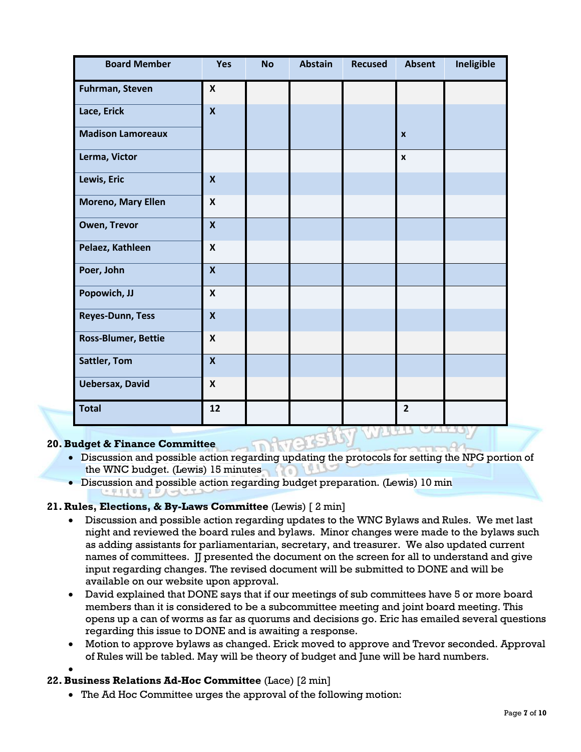| Board Member | Yes | No | Abstain | Recused | Absent | Ineligible |
|---|---|---|---|---|---|---|
| Fuhrman, Steven | X | | | | | |
| Lace, Erick | X | | | | | |
| Madison Lamoreaux | | | | | x | |
| Lerma, Victor | | | | | x | |
| Lewis, Eric | X | | | | | |
| Moreno, Mary Ellen | X | | | | | |
| Owen, Trevor | X | | | | | |
| Pelaez, Kathleen | X | | | | | |
| Poer, John | X | | | | | |
| Popowich, JJ | X | | | | | |
| Reyes-Dunn, Tess | X | | | | | |
| Ross-Blumer, Bettie | X | | | | | |
| Sattler, Tom | X | | | | | |
| Uebersax, David | X | | | | | |
| **Total** | 12 | | | | 2 | |

**20. Budget & Finance Committee**

- Discussion and possible action regarding updating the protocols for setting the NPG portion of the WNC budget. (Lewis) 15 minutes
- Discussion and possible action regarding budget preparation. (Lewis) 10 min

**21. Rules, Elections, & By-Laws Committee** (Lewis) [ 2 min]

- Discussion and possible action regarding updates to the WNC Bylaws and Rules. We met last night and reviewed the board rules and bylaws. Minor changes were made to the bylaws such as adding assistants for parliamentarian, secretary, and treasurer. We also updated current names of committees. JJ presented the document on the screen for all to understand and give input regarding changes. The revised document will be submitted to DONE and will be available on our website upon approval.
- David explained that DONE says that if our meetings of sub committees have 5 or more board members than it is considered to be a subcommittee meeting and joint board meeting. This opens up a can of worms as far as quorums and decisions go. Eric has emailed several questions regarding this issue to DONE and is awaiting a response.
- Motion to approve bylaws as changed. Erick moved to approve and Trevor seconded. Approval of Rules will be tabled. May will be theory of budget and June will be hard numbers.
-

**22. Business Relations Ad-Hoc Committee** (Lace) [2 min]

- The Ad Hoc Committee urges the approval of the following motion: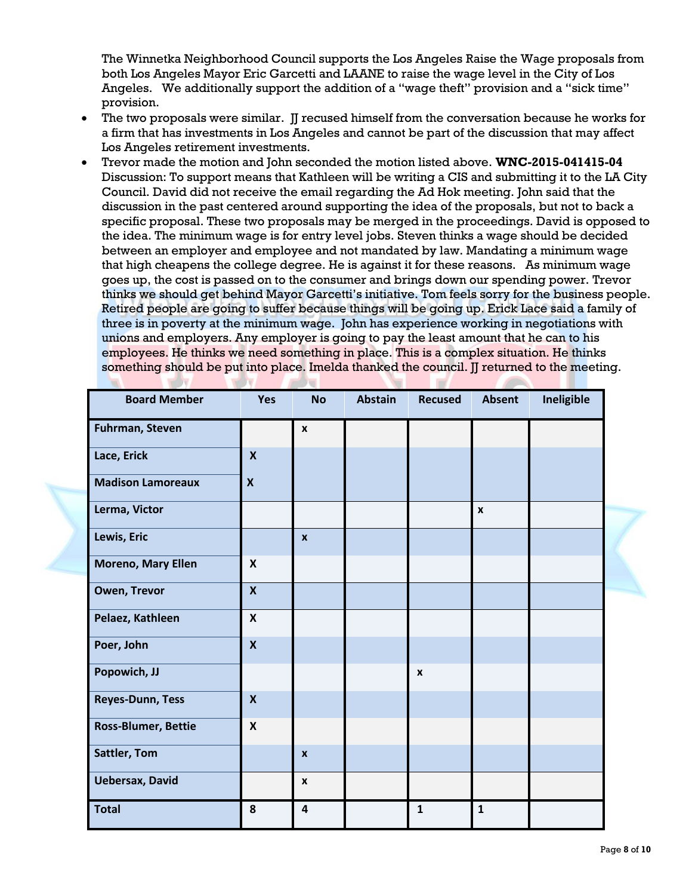The Winnetka Neighborhood Council supports the Los Angeles Raise the Wage proposals from both Los Angeles Mayor Eric Garcetti and LAANE to raise the wage level in the City of Los Angeles. We additionally support the addition of a "wage theft" provision and a "sick time" provision.

- The two proposals were similar. JJ recused himself from the conversation because he works for a firm that has investments in Los Angeles and cannot be part of the discussion that may affect Los Angeles retirement investments.
- Trevor made the motion and John seconded the motion listed above. **WNC-2015-041415-04** Discussion: To support means that Kathleen will be writing a CIS and submitting it to the LA City Council. David did not receive the email regarding the Ad Hok meeting. John said that the discussion in the past centered around supporting the idea of the proposals, but not to back a specific proposal. These two proposals may be merged in the proceedings. David is opposed to the idea. The minimum wage is for entry level jobs. Steven thinks a wage should be decided between an employer and employee and not mandated by law. Mandating a minimum wage that high cheapens the college degree. He is against it for these reasons. As minimum wage goes up, the cost is passed on to the consumer and brings down our spending power. Trevor thinks we should get behind Mayor Garcetti's initiative. Tom feels sorry for the business people. Retired people are going to suffer because things will be going up. Erick Lace said a family of three is in poverty at the minimum wage. John has experience working in negotiations with unions and employers. Any employer is going to pay the least amount that he can to his employees. He thinks we need something in place. This is a complex situation. He thinks something should be put into place. Imelda thanked the council. JJ returned to the meeting.

| Board Member | Yes | No | Abstain | Recused | Absent | Ineligible |
|---|---|---|---|---|---|---|
| Fuhrman, Steven | | x | | | | |
| Lace, Erick | X | | | | | |
| Madison Lamoreaux | X | | | | | |
| Lerma, Victor | | | | | x | |
| Lewis, Eric | | x | | | | |
| Moreno, Mary Ellen | X | | | | | |
| Owen, Trevor | X | | | | | |
| Pelaez, Kathleen | X | | | | | |
| Poer, John | X | | | | | |
| Popowich, JJ | | | | x | | |
| Reyes-Dunn, Tess | X | | | | | |
| Ross-Blumer, Bettie | X | | | | | |
| Sattler, Tom | | x | | | | |
| Uebersax, David | | x | | | | |
| Total | 8 | 4 | | 1 | 1 | |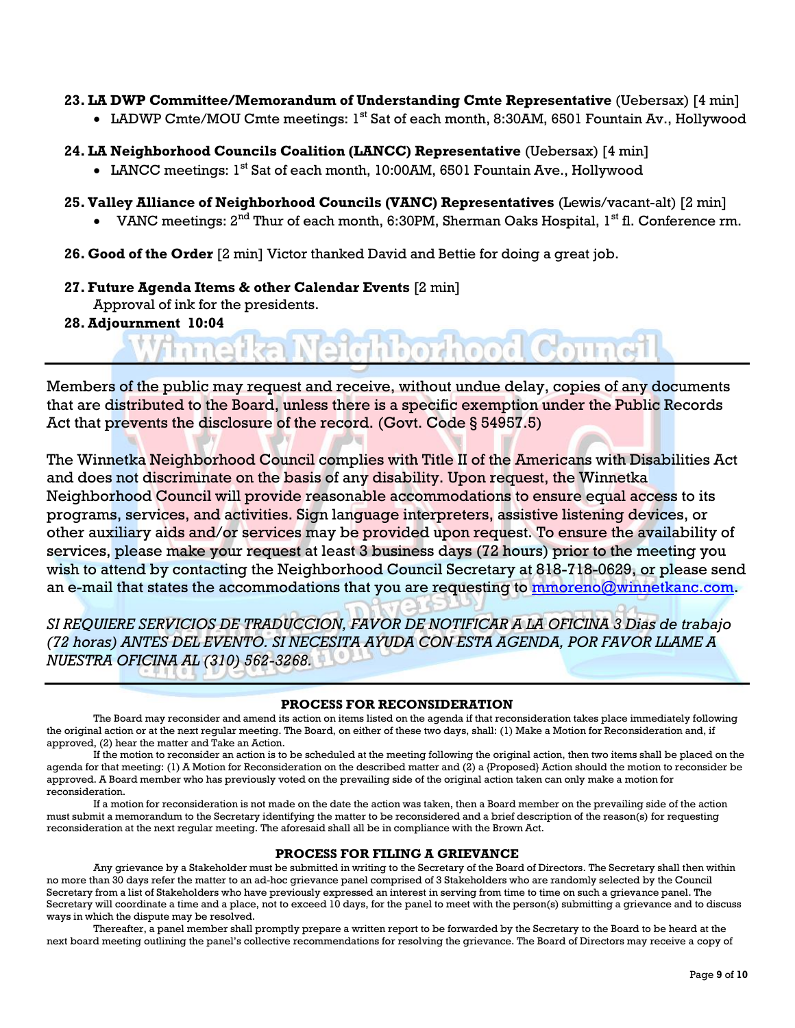**23. LA DWP Committee/Memorandum of Understanding Cmte Representative** (Uebersax) [4 min]

- LADWP Cmte/MOU Cmte meetings: 1st Sat of each month, 8:30AM, 6501 Fountain Av., Hollywood

**24. LA Neighborhood Councils Coalition (LANCC) Representative** (Uebersax) [4 min]

- LANCC meetings: 1st Sat of each month, 10:00AM, 6501 Fountain Ave., Hollywood

**25. Valley Alliance of Neighborhood Councils (VANC) Representatives** (Lewis/vacant-alt) [2 min]

- VANC meetings: 2nd Thur of each month, 6:30PM, Sherman Oaks Hospital, 1st fl. Conference rm.

**26. Good of the Order** [2 min] Victor thanked David and Bettie for doing a great job.

**27. Future Agenda Items & other Calendar Events** [2 min]

Approval of ink for the presidents.

**28. Adjournment 10:04**

---

Members of the public may request and receive, without undue delay, copies of any documents that are distributed to the Board, unless there is a specific exemption under the Public Records Act that prevents the disclosure of the record. (Govt. Code § 54957.5)

The Winnetka Neighborhood Council complies with Title II of the Americans with Disabilities Act and does not discriminate on the basis of any disability. Upon request, the Winnetka Neighborhood Council will provide reasonable accommodations to ensure equal access to its programs, services, and activities. Sign language interpreters, assistive listening devices, or other auxiliary aids and/or services may be provided upon request. To ensure the availability of services, please make your request at least 3 business days (72 hours) prior to the meeting you wish to attend by contacting the Neighborhood Council Secretary at 818-718-0629, or please send an e-mail that states the accommodations that you are requesting to mmoreno@winnetkanc.com.

*SI REQUIERE SERVICIOS DE TRADUCCION, FAVOR DE NOTIFICAR A LA OFICINA 3 Dias de trabajo (72 horas) ANTES DEL EVENTO. SI NECESITA AYUDA CON ESTA AGENDA, POR FAVOR LLAME A NUESTRA OFICINA AL (310) 562-3268.*

---

**PROCESS FOR RECONSIDERATION**

The Board may reconsider and amend its action on items listed on the agenda if that reconsideration takes place immediately following the original action or at the next regular meeting. The Board, on either of these two days, shall: (1) Make a Motion for Reconsideration and, if approved, (2) hear the matter and Take an Action.

If the motion to reconsider an action is to be scheduled at the meeting following the original action, then two items shall be placed on the agenda for that meeting: (1) A Motion for Reconsideration on the described matter and (2) a {Proposed} Action should the motion to reconsider be approved. A Board member who has previously voted on the prevailing side of the original action taken can only make a motion for reconsideration.

If a motion for reconsideration is not made on the date the action was taken, then a Board member on the prevailing side of the action must submit a memorandum to the Secretary identifying the matter to be reconsidered and a brief description of the reason(s) for requesting reconsideration at the next regular meeting. The aforesaid shall all be in compliance with the Brown Act.

**PROCESS FOR FILING A GRIEVANCE**

Any grievance by a Stakeholder must be submitted in writing to the Secretary of the Board of Directors. The Secretary shall then within no more than 30 days refer the matter to an ad-hoc grievance panel comprised of 3 Stakeholders who are randomly selected by the Council Secretary from a list of Stakeholders who have previously expressed an interest in serving from time to time on such a grievance panel. The Secretary will coordinate a time and a place, not to exceed 10 days, for the panel to meet with the person(s) submitting a grievance and to discuss ways in which the dispute may be resolved.

Thereafter, a panel member shall promptly prepare a written report to be forwarded by the Secretary to the Board to be heard at the next board meeting outlining the panel's collective recommendations for resolving the grievance. The Board of Directors may receive a copy of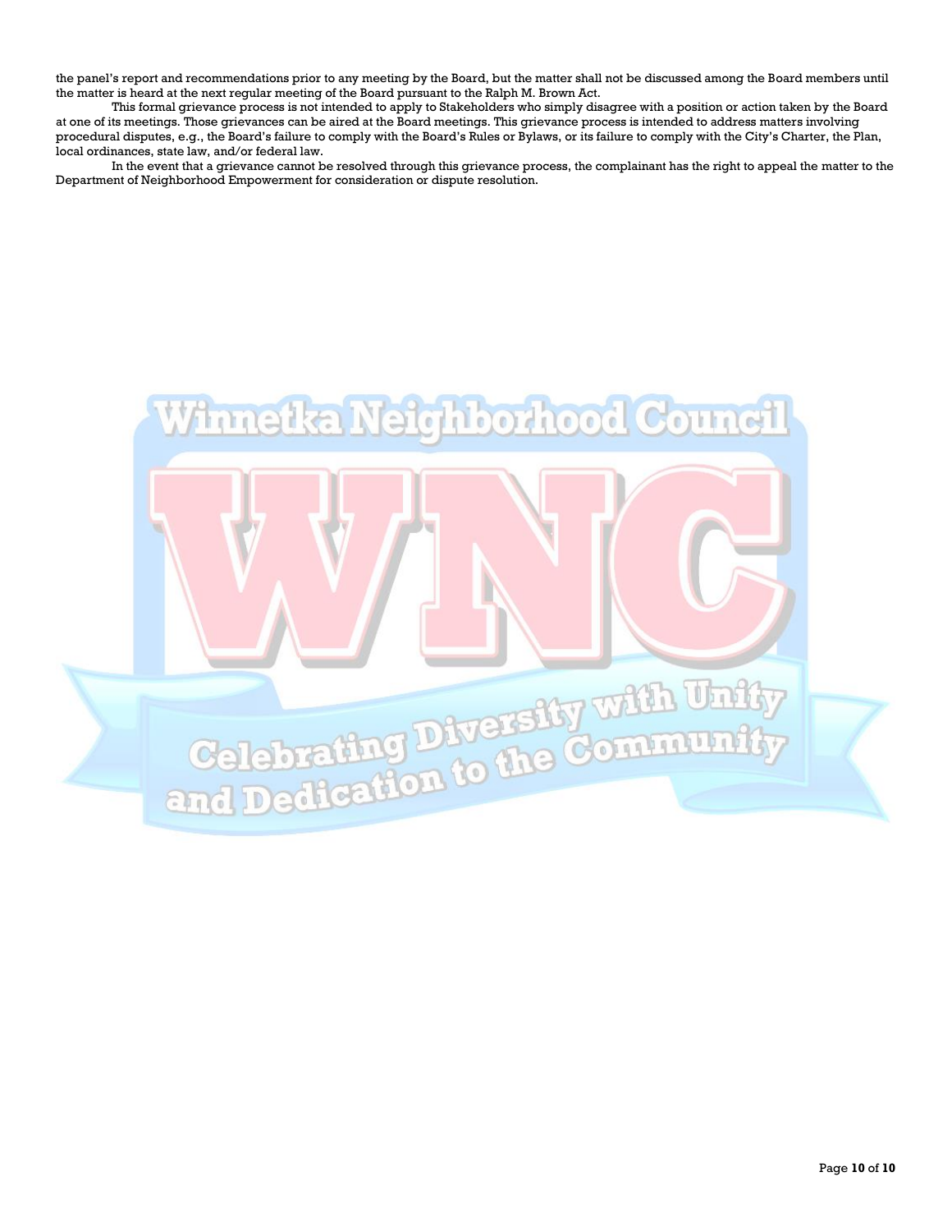the panel's report and recommendations prior to any meeting by the Board, but the matter shall not be discussed among the Board members until the matter is heard at the next regular meeting of the Board pursuant to the Ralph M. Brown Act.

This formal grievance process is not intended to apply to Stakeholders who simply disagree with a position or action taken by the Board at one of its meetings. Those grievances can be aired at the Board meetings. This grievance process is intended to address matters involving procedural disputes, e.g., the Board's failure to comply with the Board's Rules or Bylaws, or its failure to comply with the City's Charter, the Plan, local ordinances, state law, and/or federal law.

In the event that a grievance cannot be resolved through this grievance process, the complainant has the right to appeal the matter to the Department of Neighborhood Empowerment for consideration or dispute resolution.